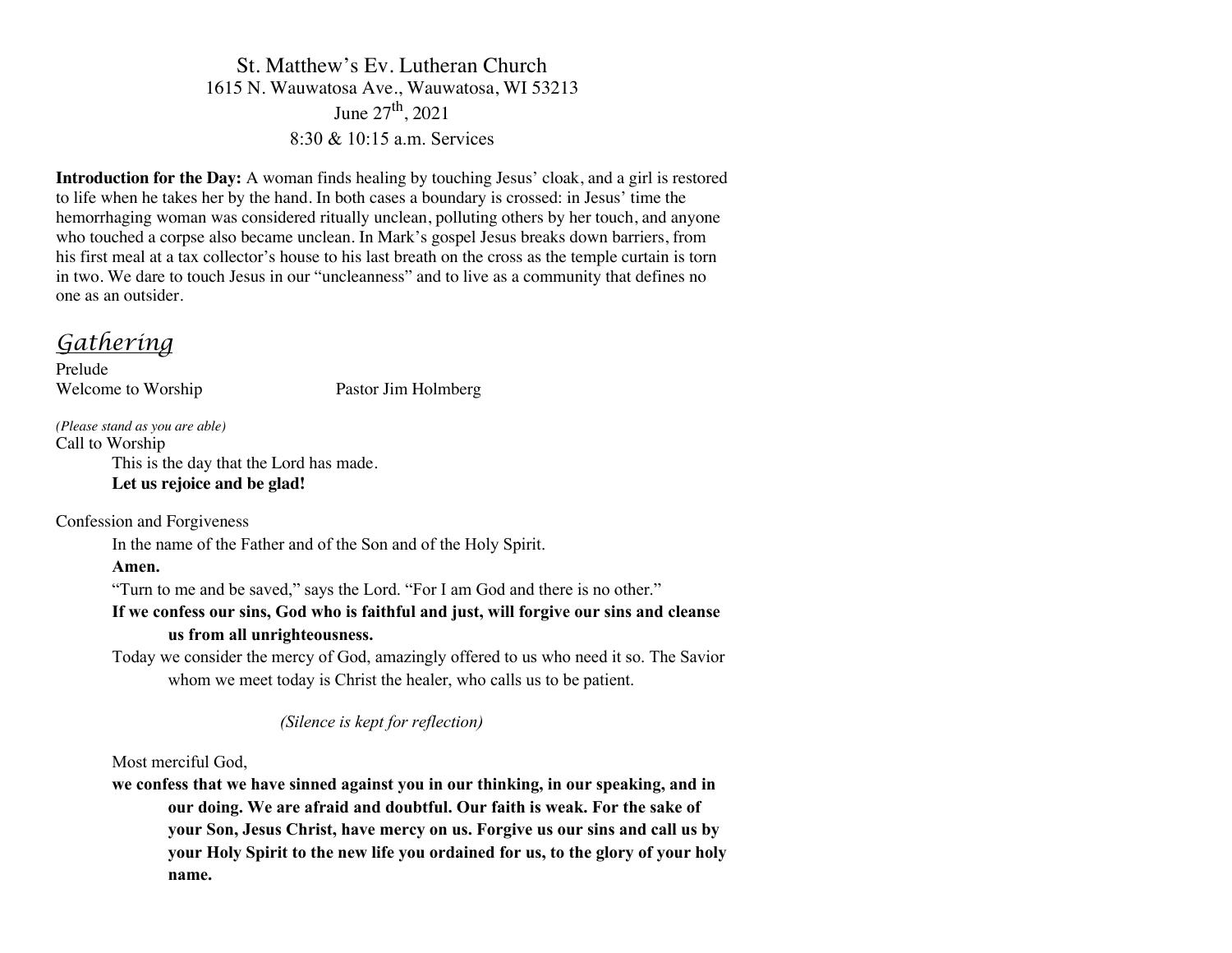St. Matthew's Ev. Lutheran Church
1615 N. Wauwatosa Ave., Wauwatosa, WI 53213
June 27th, 2021
8:30 & 10:15 a.m. Services

**Introduction for the Day:** A woman finds healing by touching Jesus' cloak, and a girl is restored to life when he takes her by the hand. In both cases a boundary is crossed: in Jesus' time the hemorrhaging woman was considered ritually unclean, polluting others by her touch, and anyone who touched a corpse also became unclean. In Mark's gospel Jesus breaks down barriers, from his first meal at a tax collector's house to his last breath on the cross as the temple curtain is torn in two. We dare to touch Jesus in our "uncleanness" and to live as a community that defines no one as an outsider.

## *Gathering*

Prelude
Welcome to Worship Pastor Jim Holmberg

*(Please stand as you are able)*
Call to Worship

This is the day that the Lord has made.
**Let us rejoice and be glad!**

Confession and Forgiveness

In the name of the Father and of the Son and of the Holy Spirit.
**Amen.**
"Turn to me and be saved," says the Lord. "For I am God and there is no other."
**If we confess our sins, God who is faithful and just, will forgive our sins and cleanse us from all unrighteousness.**
Today we consider the mercy of God, amazingly offered to us who need it so. The Savior whom we meet today is Christ the healer, who calls us to be patient.

*(Silence is kept for reflection)*

Most merciful God,
**we confess that we have sinned against you in our thinking, in our speaking, and in our doing. We are afraid and doubtful. Our faith is weak. For the sake of your Son, Jesus Christ, have mercy on us. Forgive us our sins and call us by your Holy Spirit to the new life you ordained for us, to the glory of your holy name.**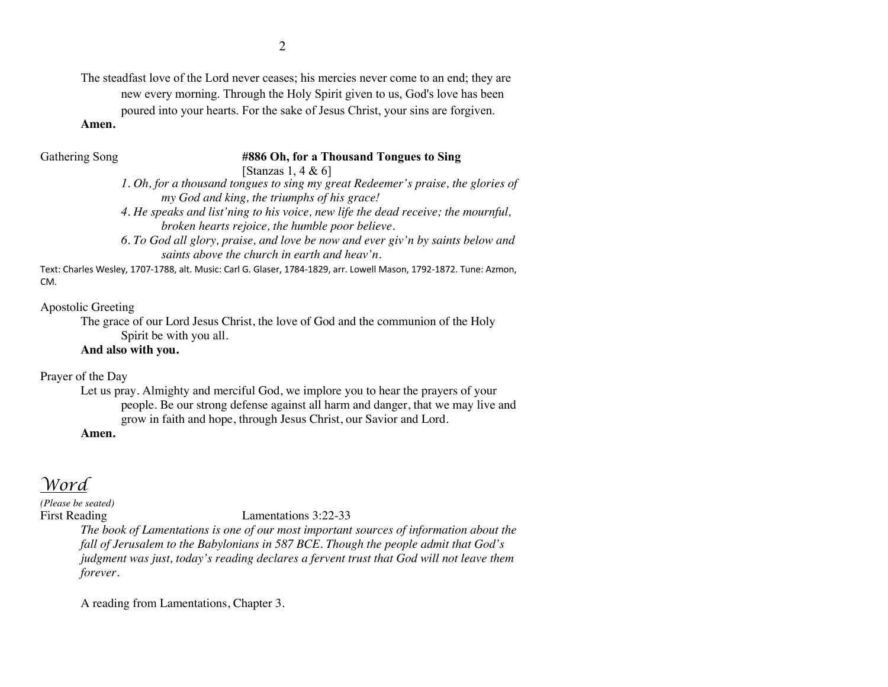The steadfast love of the Lord never ceases; his mercies never come to an end; they are new every morning. Through the Holy Spirit given to us, God's love has been poured into your hearts. For the sake of Jesus Christ, your sins are forgiven.

**Amen.**

Gathering Song **#886 Oh, for a Thousand Tongues to Sing**
[Stanzas 1, 4 & 6]

*1. Oh, for a thousand tongues to sing my great Redeemer's praise, the glories of my God and king, the triumphs of his grace!*

*4. He speaks and list'ning to his voice, new life the dead receive; the mournful, broken hearts rejoice, the humble poor believe.*

*6. To God all glory, praise, and love be now and ever giv'n by saints below and saints above the church in earth and heav'n.*

Text: Charles Wesley, 1707-1788, alt. Music: Carl G. Glaser, 1784-1829, arr. Lowell Mason, 1792-1872. Tune: Azmon, CM.

Apostolic Greeting

The grace of our Lord Jesus Christ, the love of God and the communion of the Holy Spirit be with you all.

**And also with you.**

Prayer of the Day

Let us pray. Almighty and merciful God, we implore you to hear the prayers of your people. Be our strong defense against all harm and danger, that we may live and grow in faith and hope, through Jesus Christ, our Savior and Lord.

**Amen.**

## *Word*

*(Please be seated)*

First Reading Lamentations 3:22-33

*The book of Lamentations is one of our most important sources of information about the fall of Jerusalem to the Babylonians in 587 BCE. Though the people admit that God's judgment was just, today's reading declares a fervent trust that God will not leave them forever.*

A reading from Lamentations, Chapter 3.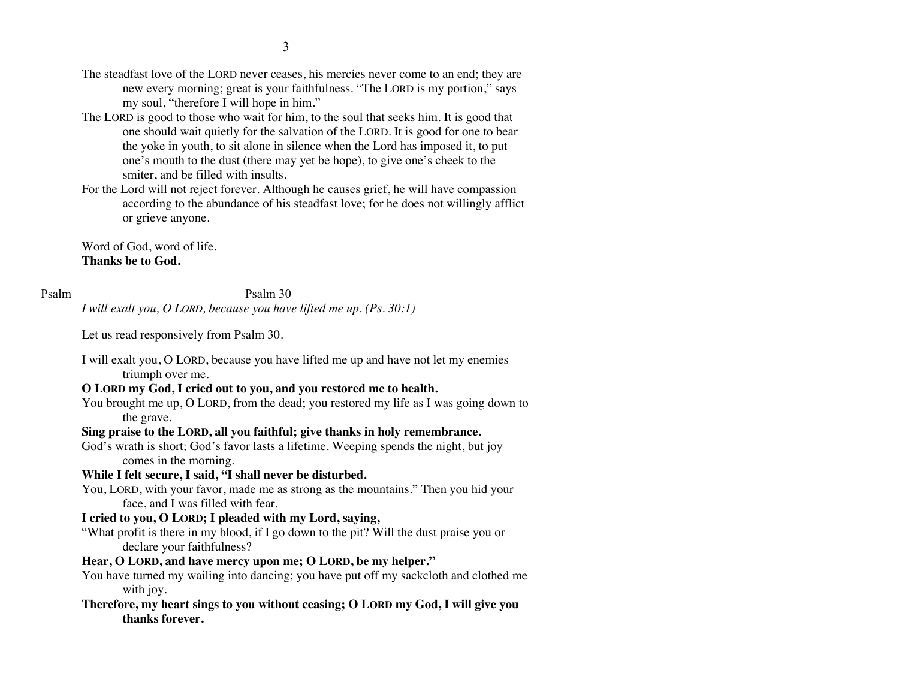The steadfast love of the LORD never ceases, his mercies never come to an end; they are new every morning; great is your faithfulness. "The LORD is my portion," says my soul, "therefore I will hope in him."

The LORD is good to those who wait for him, to the soul that seeks him. It is good that one should wait quietly for the salvation of the LORD. It is good for one to bear the yoke in youth, to sit alone in silence when the Lord has imposed it, to put one's mouth to the dust (there may yet be hope), to give one's cheek to the smiter, and be filled with insults.

For the Lord will not reject forever. Although he causes grief, he will have compassion according to the abundance of his steadfast love; for he does not willingly afflict or grieve anyone.

Word of God, word of life.
**Thanks be to God.**

Psalm — Psalm 30

*I will exalt you, O LORD, because you have lifted me up. (Ps. 30:1)*

Let us read responsively from Psalm 30.

I will exalt you, O LORD, because you have lifted me up and have not let my enemies triumph over me.

**O LORD my God, I cried out to you, and you restored me to health.**

You brought me up, O LORD, from the dead; you restored my life as I was going down to the grave.

**Sing praise to the LORD, all you faithful; give thanks in holy remembrance.**

God's wrath is short; God's favor lasts a lifetime. Weeping spends the night, but joy comes in the morning.

**While I felt secure, I said, "I shall never be disturbed.**

You, LORD, with your favor, made me as strong as the mountains." Then you hid your face, and I was filled with fear.

**I cried to you, O LORD; I pleaded with my Lord, saying,**

"What profit is there in my blood, if I go down to the pit? Will the dust praise you or declare your faithfulness?

**Hear, O LORD, and have mercy upon me; O LORD, be my helper."**

You have turned my wailing into dancing; you have put off my sackcloth and clothed me with joy.

**Therefore, my heart sings to you without ceasing; O LORD my God, I will give you thanks forever.**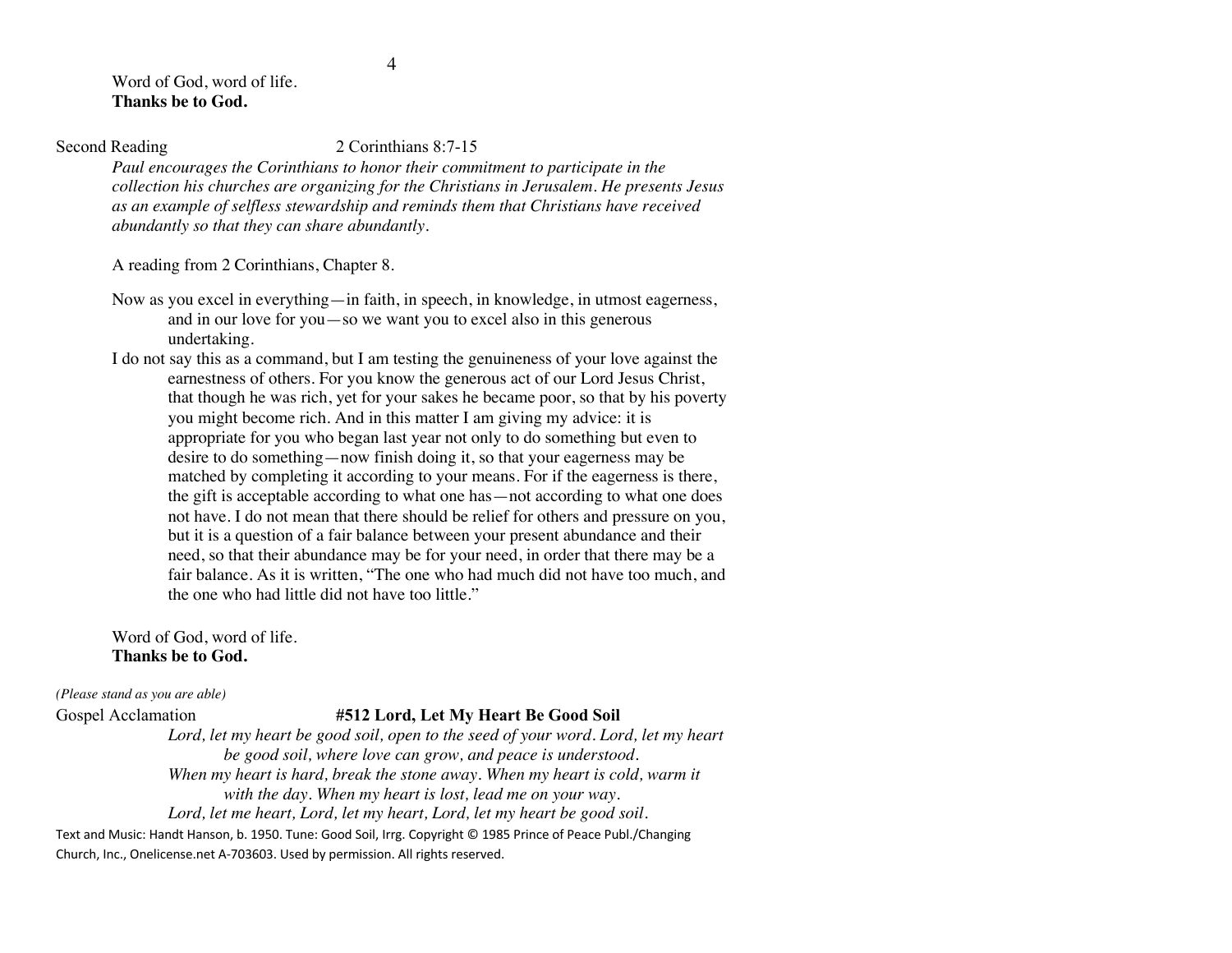Word of God, word of life.
**Thanks be to God.**

Second Reading 2 Corinthians 8:7-15

*Paul encourages the Corinthians to honor their commitment to participate in the collection his churches are organizing for the Christians in Jerusalem. He presents Jesus as an example of selfless stewardship and reminds them that Christians have received abundantly so that they can share abundantly.*

A reading from 2 Corinthians, Chapter 8.

Now as you excel in everything—in faith, in speech, in knowledge, in utmost eagerness, and in our love for you—so we want you to excel also in this generous undertaking.

I do not say this as a command, but I am testing the genuineness of your love against the earnestness of others. For you know the generous act of our Lord Jesus Christ, that though he was rich, yet for your sakes he became poor, so that by his poverty you might become rich. And in this matter I am giving my advice: it is appropriate for you who began last year not only to do something but even to desire to do something—now finish doing it, so that your eagerness may be matched by completing it according to your means. For if the eagerness is there, the gift is acceptable according to what one has—not according to what one does not have. I do not mean that there should be relief for others and pressure on you, but it is a question of a fair balance between your present abundance and their need, so that their abundance may be for your need, in order that there may be a fair balance. As it is written, "The one who had much did not have too much, and the one who had little did not have too little."

Word of God, word of life.
**Thanks be to God.**

*(Please stand as you are able)*

Gospel Acclamation **#512 Lord, Let My Heart Be Good Soil**

*Lord, let my heart be good soil, open to the seed of your word. Lord, let my heart be good soil, where love can grow, and peace is understood.*
*When my heart is hard, break the stone away. When my heart is cold, warm it with the day. When my heart is lost, lead me on your way.*
*Lord, let me heart, Lord, let my heart, Lord, let my heart be good soil.*

Text and Music: Handt Hanson, b. 1950. Tune: Good Soil, Irrg. Copyright © 1985 Prince of Peace Publ./Changing Church, Inc., Onelicense.net A-703603. Used by permission. All rights reserved.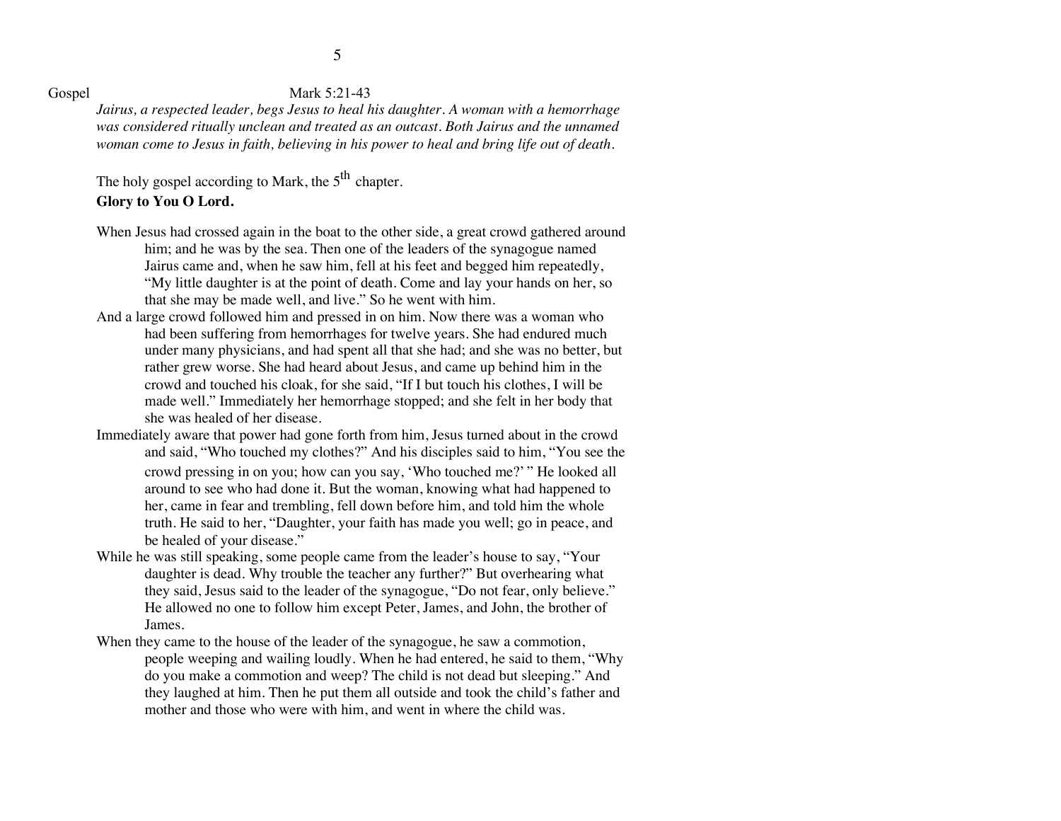Gospel Mark 5:21-43

*Jairus, a respected leader, begs Jesus to heal his daughter. A woman with a hemorrhage was considered ritually unclean and treated as an outcast. Both Jairus and the unnamed woman come to Jesus in faith, believing in his power to heal and bring life out of death.*

The holy gospel according to Mark, the 5th chapter.

**Glory to You O Lord.**

When Jesus had crossed again in the boat to the other side, a great crowd gathered around him; and he was by the sea. Then one of the leaders of the synagogue named Jairus came and, when he saw him, fell at his feet and begged him repeatedly, "My little daughter is at the point of death. Come and lay your hands on her, so that she may be made well, and live." So he went with him.

And a large crowd followed him and pressed in on him. Now there was a woman who had been suffering from hemorrhages for twelve years. She had endured much under many physicians, and had spent all that she had; and she was no better, but rather grew worse. She had heard about Jesus, and came up behind him in the crowd and touched his cloak, for she said, "If I but touch his clothes, I will be made well." Immediately her hemorrhage stopped; and she felt in her body that she was healed of her disease.

Immediately aware that power had gone forth from him, Jesus turned about in the crowd and said, "Who touched my clothes?" And his disciples said to him, "You see the crowd pressing in on you; how can you say, 'Who touched me?' " He looked all around to see who had done it. But the woman, knowing what had happened to her, came in fear and trembling, fell down before him, and told him the whole truth. He said to her, "Daughter, your faith has made you well; go in peace, and be healed of your disease."

While he was still speaking, some people came from the leader's house to say, "Your daughter is dead. Why trouble the teacher any further?" But overhearing what they said, Jesus said to the leader of the synagogue, "Do not fear, only believe." He allowed no one to follow him except Peter, James, and John, the brother of James.

When they came to the house of the leader of the synagogue, he saw a commotion, people weeping and wailing loudly. When he had entered, he said to them, "Why do you make a commotion and weep? The child is not dead but sleeping." And they laughed at him. Then he put them all outside and took the child's father and mother and those who were with him, and went in where the child was.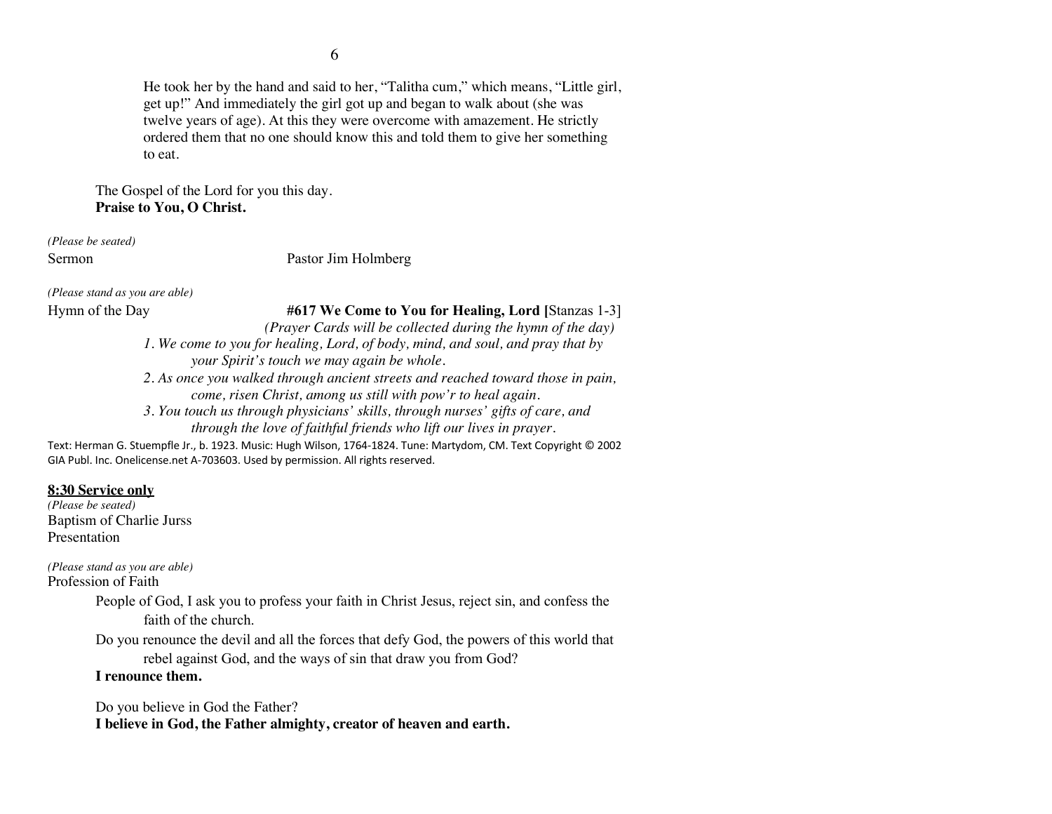He took her by the hand and said to her, "Talitha cum," which means, "Little girl, get up!" And immediately the girl got up and began to walk about (she was twelve years of age). At this they were overcome with amazement. He strictly ordered them that no one should know this and told them to give her something to eat.

The Gospel of the Lord for you this day.
**Praise to You, O Christ.**

*(Please be seated)*
Sermon Pastor Jim Holmberg

*(Please stand as you are able)*
Hymn of the Day **#617 We Come to You for Healing, Lord [**Stanzas 1-3]
*(Prayer Cards will be collected during the hymn of the day)*

*1. We come to you for healing, Lord, of body, mind, and soul, and pray that by your Spirit's touch we may again be whole.*
*2. As once you walked through ancient streets and reached toward those in pain, come, risen Christ, among us still with pow'r to heal again.*
*3. You touch us through physicians' skills, through nurses' gifts of care, and through the love of faithful friends who lift our lives in prayer.*

Text: Herman G. Stuempfle Jr., b. 1923. Music: Hugh Wilson, 1764-1824. Tune: Martydom, CM. Text Copyright © 2002 GIA Publ. Inc. Onelicense.net A-703603. Used by permission. All rights reserved.

**8:30 Service only**
*(Please be seated)*
Baptism of Charlie Jurss
Presentation

*(Please stand as you are able)*
Profession of Faith

People of God, I ask you to profess your faith in Christ Jesus, reject sin, and confess the faith of the church.

Do you renounce the devil and all the forces that defy God, the powers of this world that rebel against God, and the ways of sin that draw you from God?
**I renounce them.**

Do you believe in God the Father?
**I believe in God, the Father almighty, creator of heaven and earth.**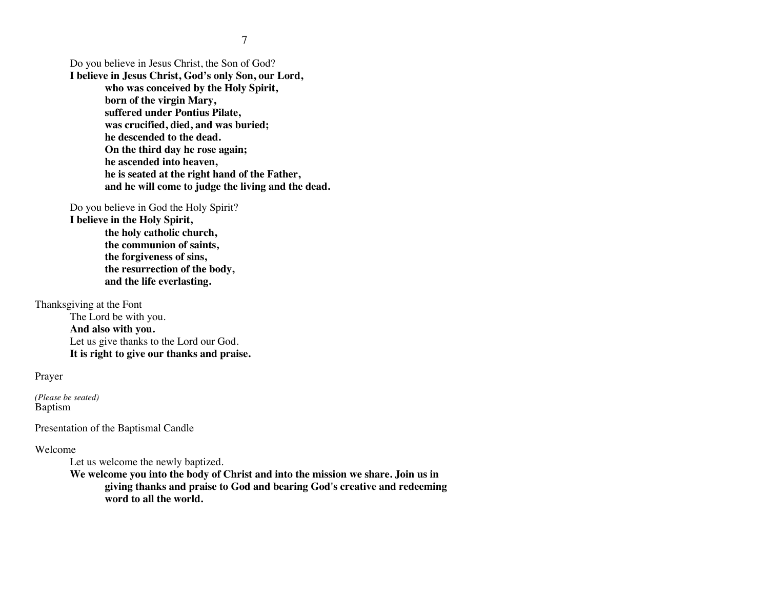Do you believe in Jesus Christ, the Son of God?
**I believe in Jesus Christ, God's only Son, our Lord,**
**who was conceived by the Holy Spirit,**
**born of the virgin Mary,**
**suffered under Pontius Pilate,**
**was crucified, died, and was buried;**
**he descended to the dead.**
**On the third day he rose again;**
**he ascended into heaven,**
**he is seated at the right hand of the Father,**
**and he will come to judge the living and the dead.**

Do you believe in God the Holy Spirit?
**I believe in the Holy Spirit,**
**the holy catholic church,**
**the communion of saints,**
**the forgiveness of sins,**
**the resurrection of the body,**
**and the life everlasting.**

Thanksgiving at the Font

The Lord be with you.
**And also with you.**
Let us give thanks to the Lord our God.
**It is right to give our thanks and praise.**

Prayer

*(Please be seated)*
Baptism

Presentation of the Baptismal Candle

Welcome

Let us welcome the newly baptized.
**We welcome you into the body of Christ and into the mission we share. Join us in giving thanks and praise to God and bearing God's creative and redeeming word to all the world.**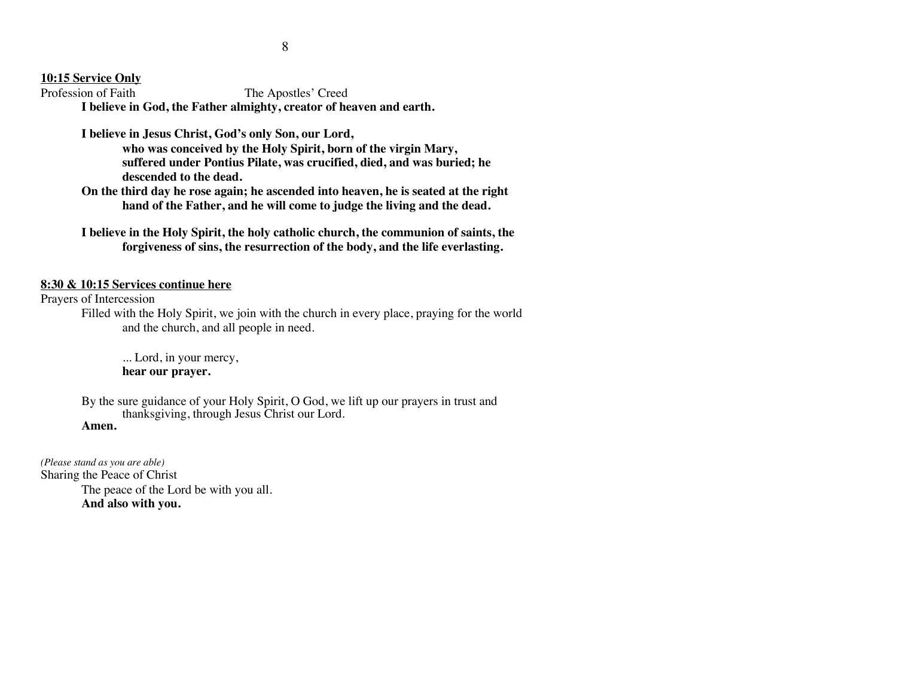**10:15 Service Only**

Profession of Faith The Apostles' Creed

**I believe in God, the Father almighty, creator of heaven and earth.**

**I believe in Jesus Christ, God's only Son, our Lord,**
**who was conceived by the Holy Spirit, born of the virgin Mary,**
**suffered under Pontius Pilate, was crucified, died, and was buried; he descended to the dead.**
**On the third day he rose again; he ascended into heaven, he is seated at the right hand of the Father, and he will come to judge the living and the dead.**

**I believe in the Holy Spirit, the holy catholic church, the communion of saints, the forgiveness of sins, the resurrection of the body, and the life everlasting.**

**8:30 & 10:15 Services continue here**

Prayers of Intercession

Filled with the Holy Spirit, we join with the church in every place, praying for the world and the church, and all people in need.

... Lord, in your mercy,
**hear our prayer.**

By the sure guidance of your Holy Spirit, O God, we lift up our prayers in trust and thanksgiving, through Jesus Christ our Lord.
**Amen.**

*(Please stand as you are able)*

Sharing the Peace of Christ

The peace of the Lord be with you all.
**And also with you.**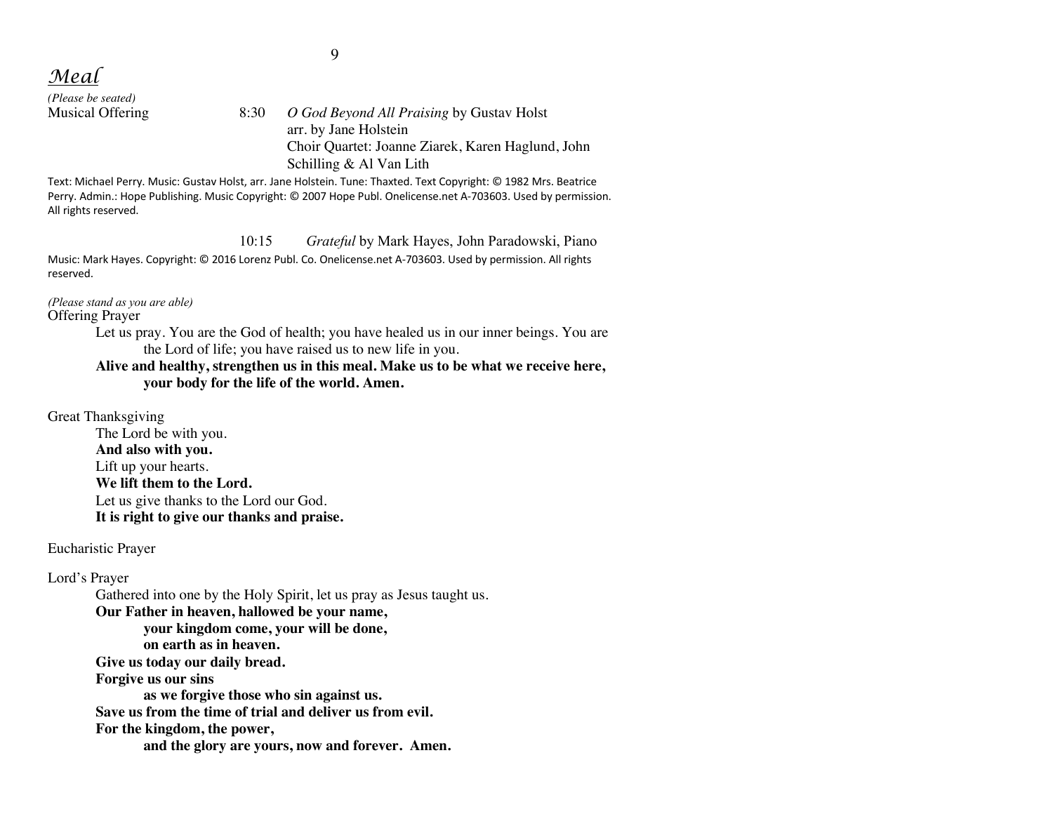## *Meal*

*(Please be seated)*

Musical Offering 8:30 *O God Beyond All Praising* by Gustav Holst
arr. by Jane Holstein
Choir Quartet: Joanne Ziarek, Karen Haglund, John Schilling & Al Van Lith

Text: Michael Perry. Music: Gustav Holst, arr. Jane Holstein. Tune: Thaxted. Text Copyright: © 1982 Mrs. Beatrice Perry. Admin.: Hope Publishing. Music Copyright: © 2007 Hope Publ. Onelicense.net A-703603. Used by permission. All rights reserved.

10:15 *Grateful* by Mark Hayes, John Paradowski, Piano

Music: Mark Hayes. Copyright: © 2016 Lorenz Publ. Co. Onelicense.net A-703603. Used by permission. All rights reserved.

*(Please stand as you are able)*

Offering Prayer

Let us pray. You are the God of health; you have healed us in our inner beings. You are the Lord of life; you have raised us to new life in you.
**Alive and healthy, strengthen us in this meal. Make us to be what we receive here, your body for the life of the world. Amen.**

Great Thanksgiving

The Lord be with you.
**And also with you.**
Lift up your hearts.
**We lift them to the Lord.**
Let us give thanks to the Lord our God.
**It is right to give our thanks and praise.**

Eucharistic Prayer

Lord's Prayer

Gathered into one by the Holy Spirit, let us pray as Jesus taught us.
**Our Father in heaven, hallowed be your name,**
**your kingdom come, your will be done,**
**on earth as in heaven.**
**Give us today our daily bread.**
**Forgive us our sins**
**as we forgive those who sin against us.**
**Save us from the time of trial and deliver us from evil.**
**For the kingdom, the power,**
**and the glory are yours, now and forever. Amen.**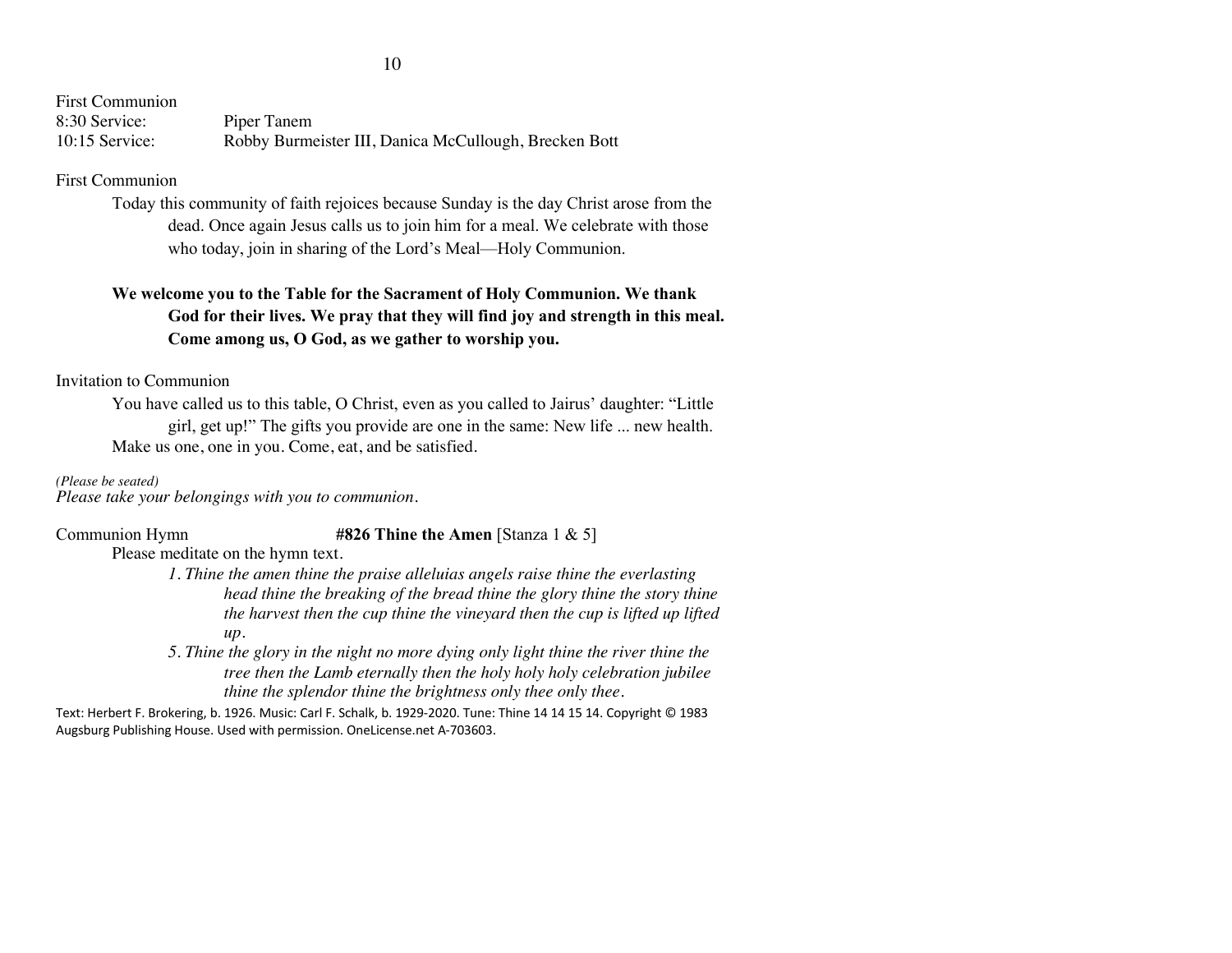First Communion

8:30 Service: Piper Tanem

10:15 Service: Robby Burmeister III, Danica McCullough, Brecken Bott

First Communion

Today this community of faith rejoices because Sunday is the day Christ arose from the dead. Once again Jesus calls us to join him for a meal. We celebrate with those who today, join in sharing of the Lord's Meal—Holy Communion.

**We welcome you to the Table for the Sacrament of Holy Communion. We thank God for their lives. We pray that they will find joy and strength in this meal. Come among us, O God, as we gather to worship you.**

Invitation to Communion

You have called us to this table, O Christ, even as you called to Jairus' daughter: "Little girl, get up!" The gifts you provide are one in the same: New life ... new health. Make us one, one in you. Come, eat, and be satisfied.

*(Please be seated)*

*Please take your belongings with you to communion.*

Communion Hymn **#826 Thine the Amen** [Stanza 1 & 5]

Please meditate on the hymn text.

*1. Thine the amen thine the praise alleluias angels raise thine the everlasting head thine the breaking of the bread thine the glory thine the story thine the harvest then the cup thine the vineyard then the cup is lifted up lifted up.*

*5. Thine the glory in the night no more dying only light thine the river thine the tree then the Lamb eternally then the holy holy holy celebration jubilee thine the splendor thine the brightness only thee only thee.*

Text: Herbert F. Brokering, b. 1926. Music: Carl F. Schalk, b. 1929-2020. Tune: Thine 14 14 15 14. Copyright © 1983 Augsburg Publishing House. Used with permission. OneLicense.net A-703603.